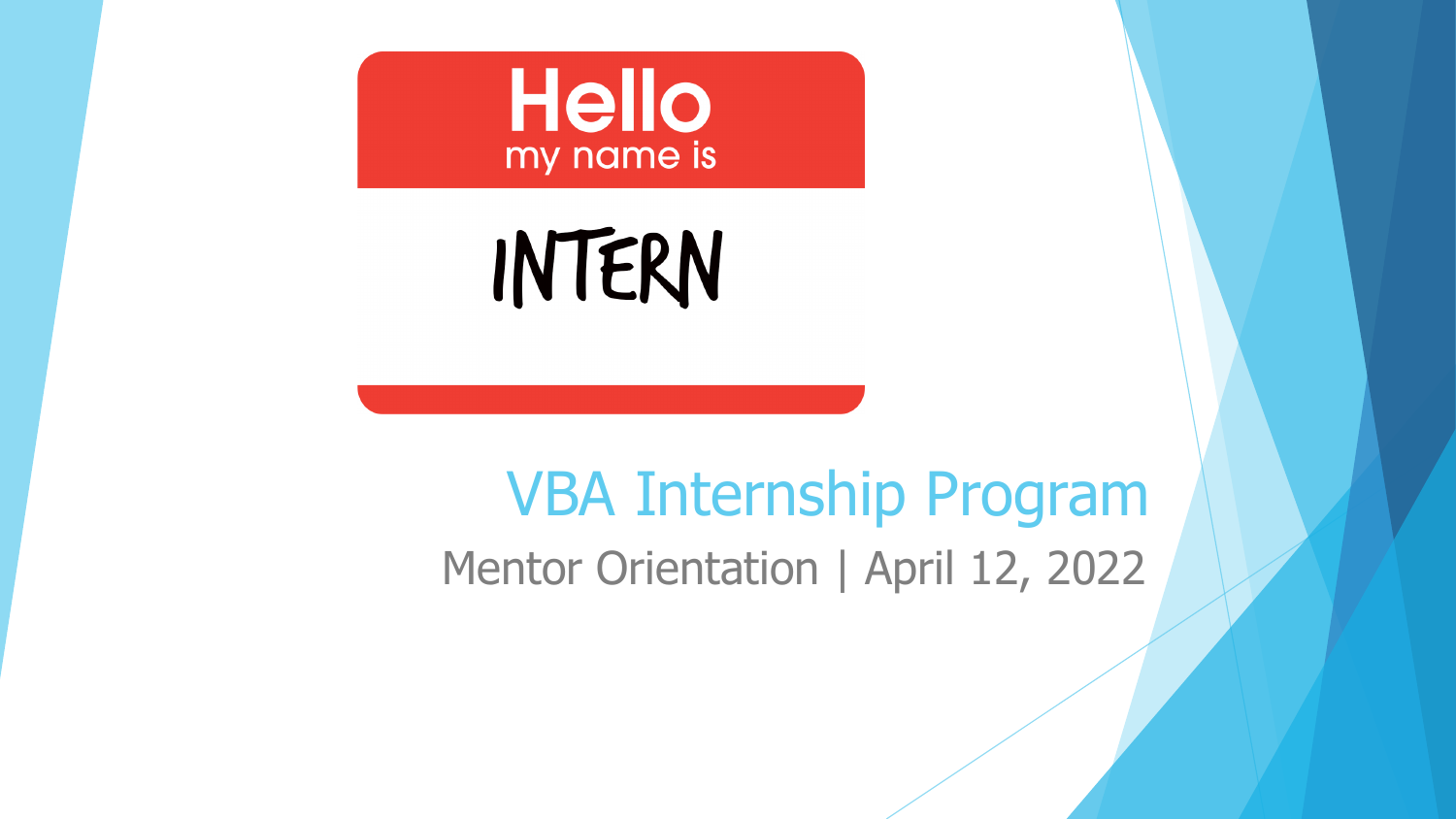Hello
my name is

INTERN

# VBA Internship Program

Mentor Orientation | April 12, 2022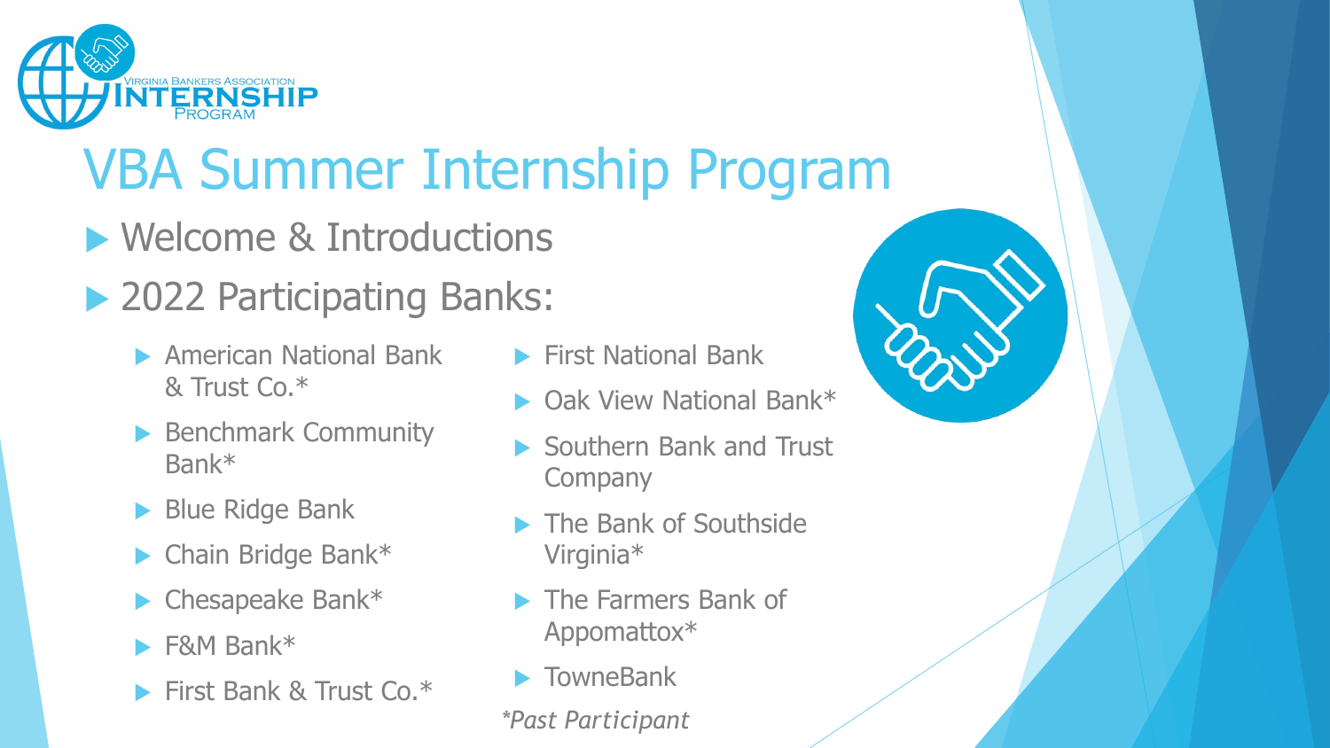# VBA Summer Internship Program

- Welcome & Introductions
- 2022 Participating Banks:
  - American National Bank & Trust Co.*
  - Benchmark Community Bank*
  - Blue Ridge Bank
  - Chain Bridge Bank*
  - Chesapeake Bank*
  - F&M Bank*
  - First Bank & Trust Co.*
  - First National Bank
  - Oak View National Bank*
  - Southern Bank and Trust Company
  - The Bank of Southside Virginia*
  - The Farmers Bank of Appomattox*
  - TowneBank

*\*Past Participant*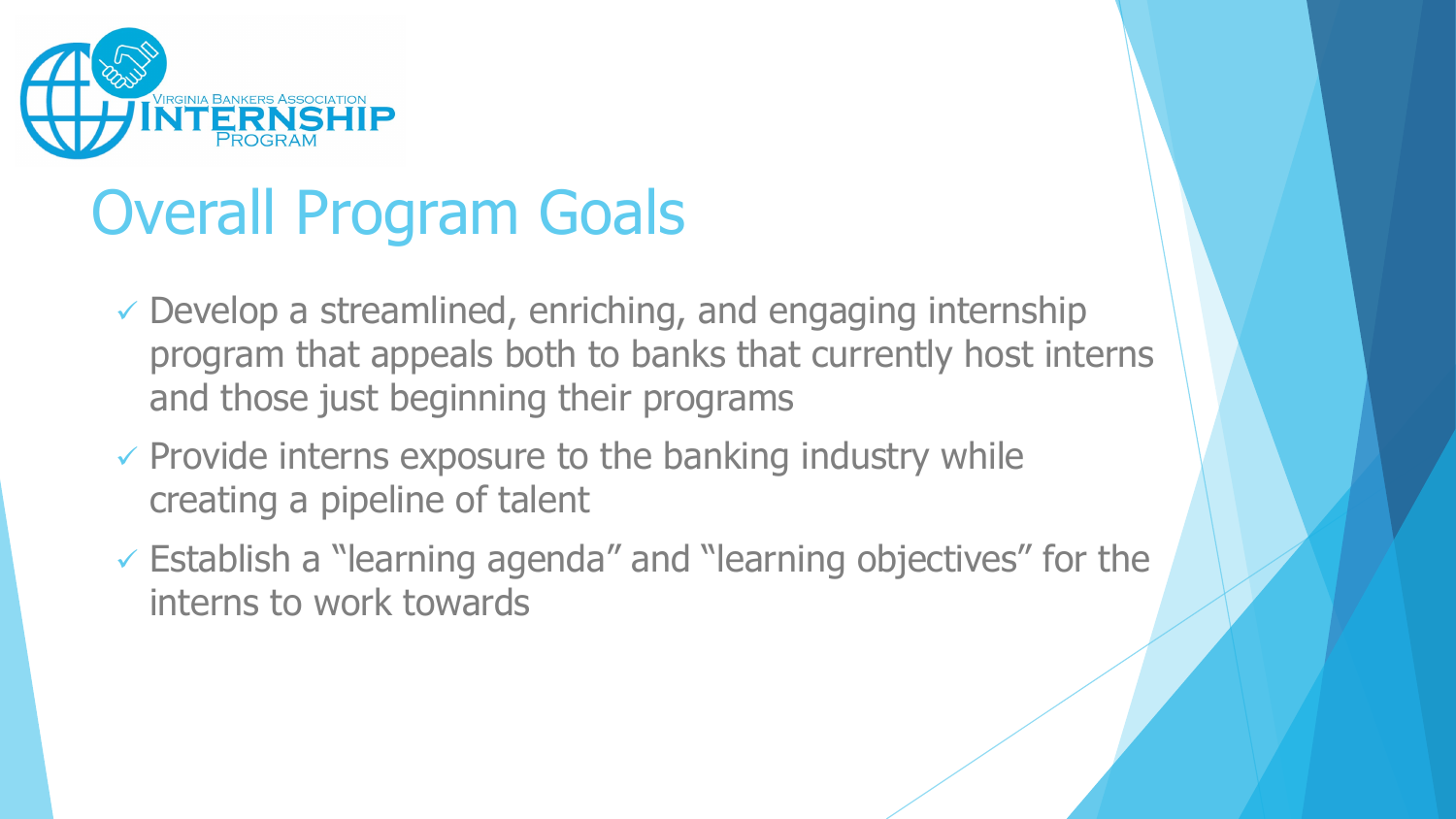Virginia Bankers Association Internship Program

# Overall Program Goals

- ✓ Develop a streamlined, enriching, and engaging internship program that appeals both to banks that currently host interns and those just beginning their programs
- ✓ Provide interns exposure to the banking industry while creating a pipeline of talent
- ✓ Establish a "learning agenda" and "learning objectives" for the interns to work towards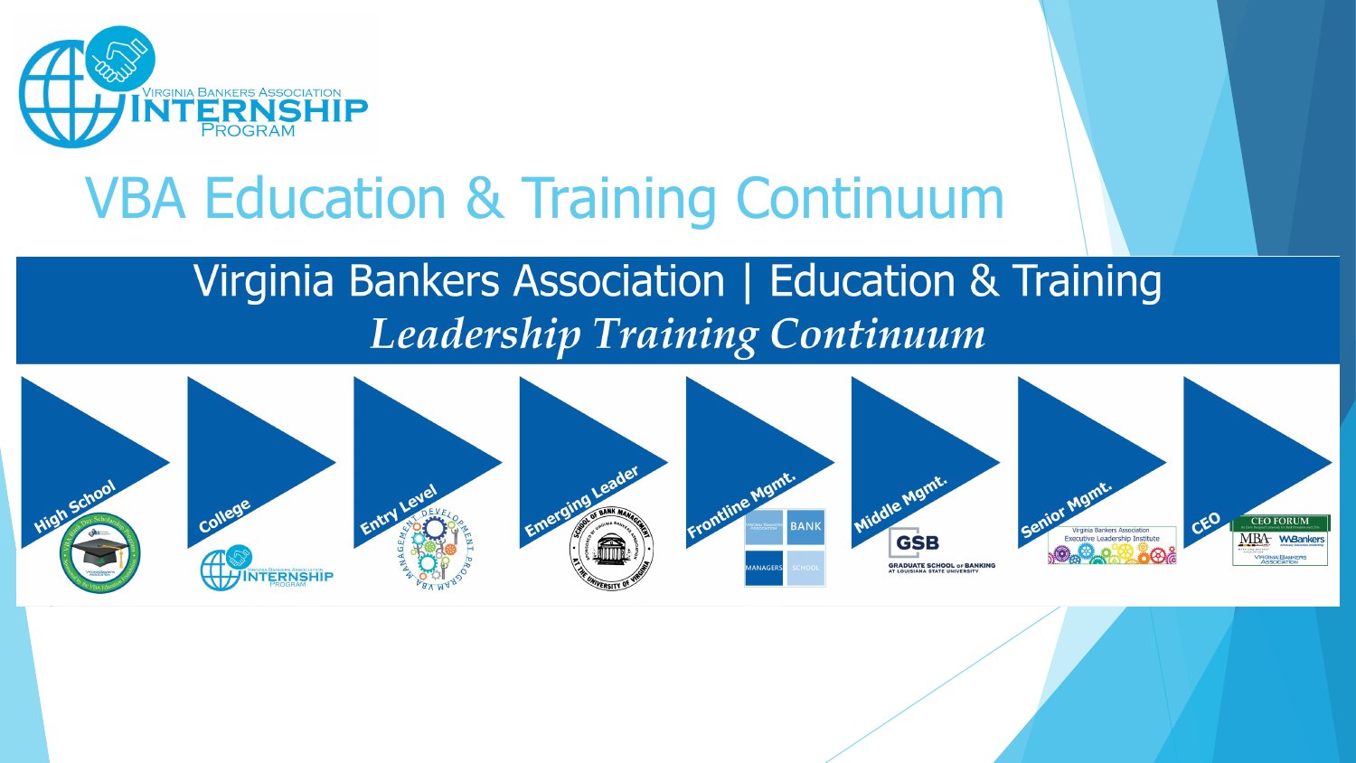# VBA Education & Training Continuum

## Virginia Bankers Association | Education & Training

*Leadership Training Continuum*

- High School
- College
- Entry Level
- Emerging Leader
- Frontline Mgmt.
- Middle Mgmt.
- Senior Mgmt.
- CEO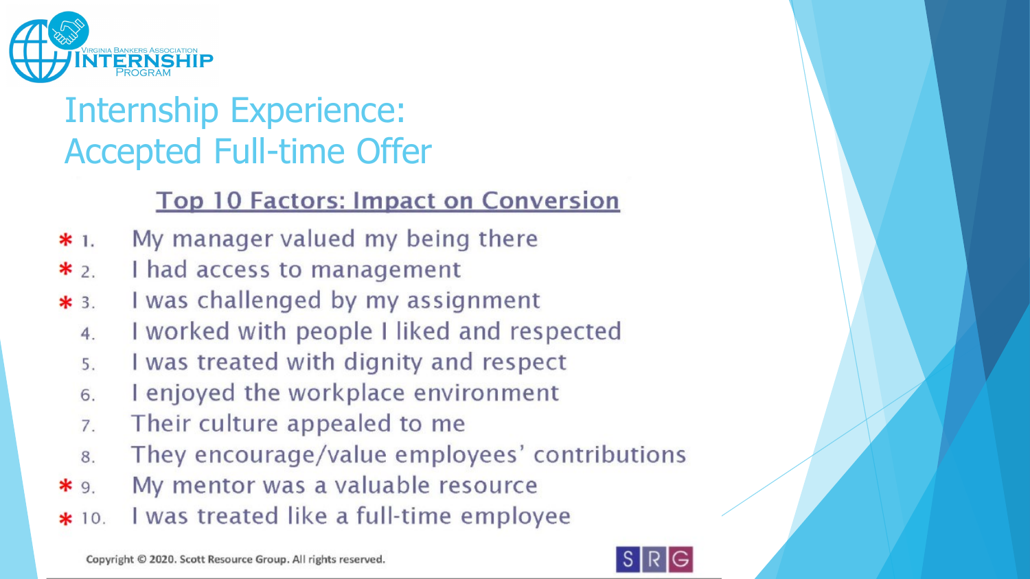Virginia Bankers Association INTERNSHIP Program

# Internship Experience: Accepted Full-time Offer

## Top 10 Factors: Impact on Conversion

- * 1. My manager valued my being there
- * 2. I had access to management
- * 3. I was challenged by my assignment
- 4. I worked with people I liked and respected
- 5. I was treated with dignity and respect
- 6. I enjoyed the workplace environment
- 7. Their culture appealed to me
- 8. They encourage/value employees' contributions
- * 9. My mentor was a valuable resource
- * 10. I was treated like a full-time employee

Copyright © 2020. Scott Resource Group. All rights reserved.

SRG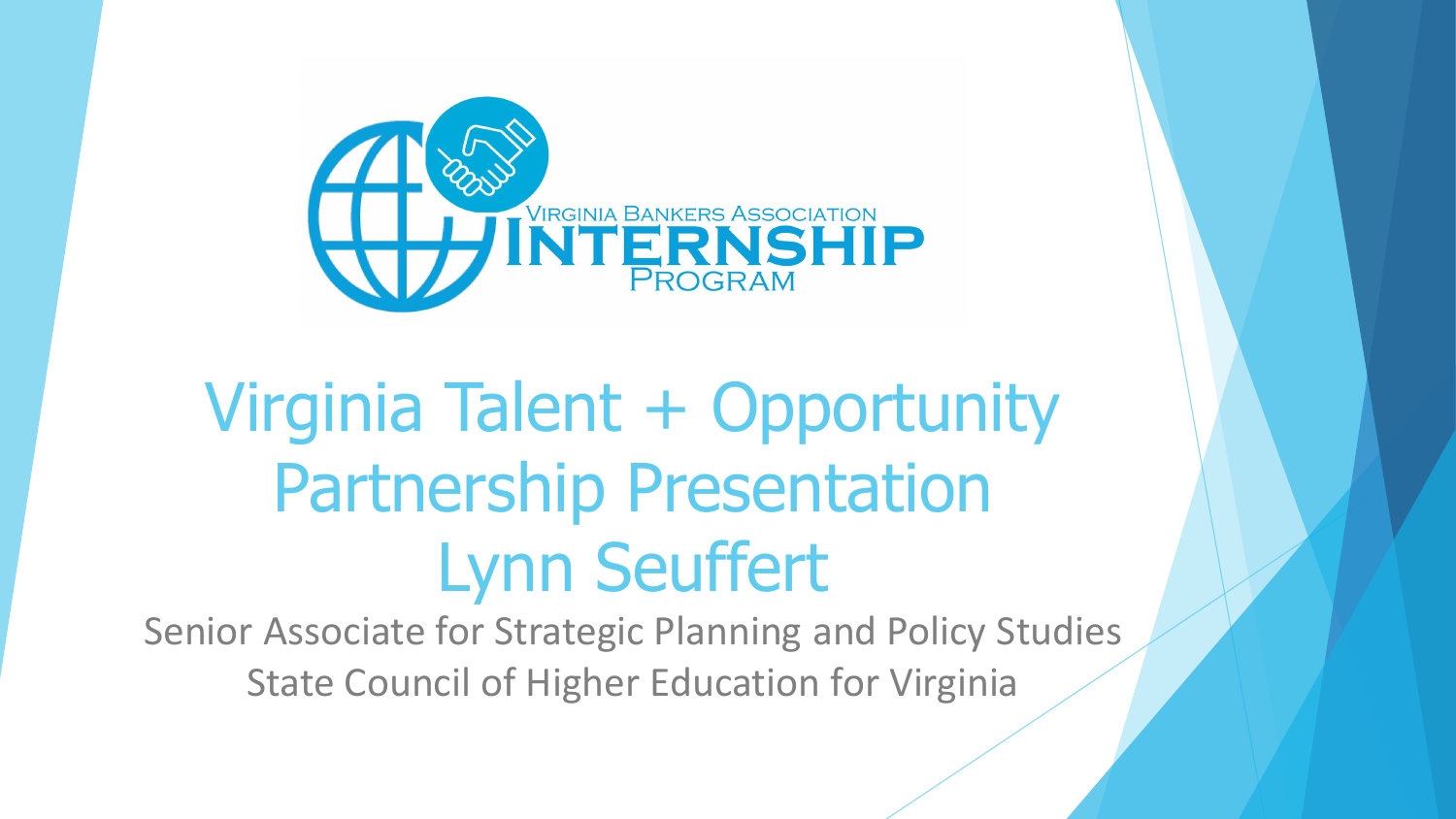Virginia Bankers Association

Internship Program

# Virginia Talent + Opportunity Partnership Presentation

# Lynn Seuffert

Senior Associate for Strategic Planning and Policy Studies

State Council of Higher Education for Virginia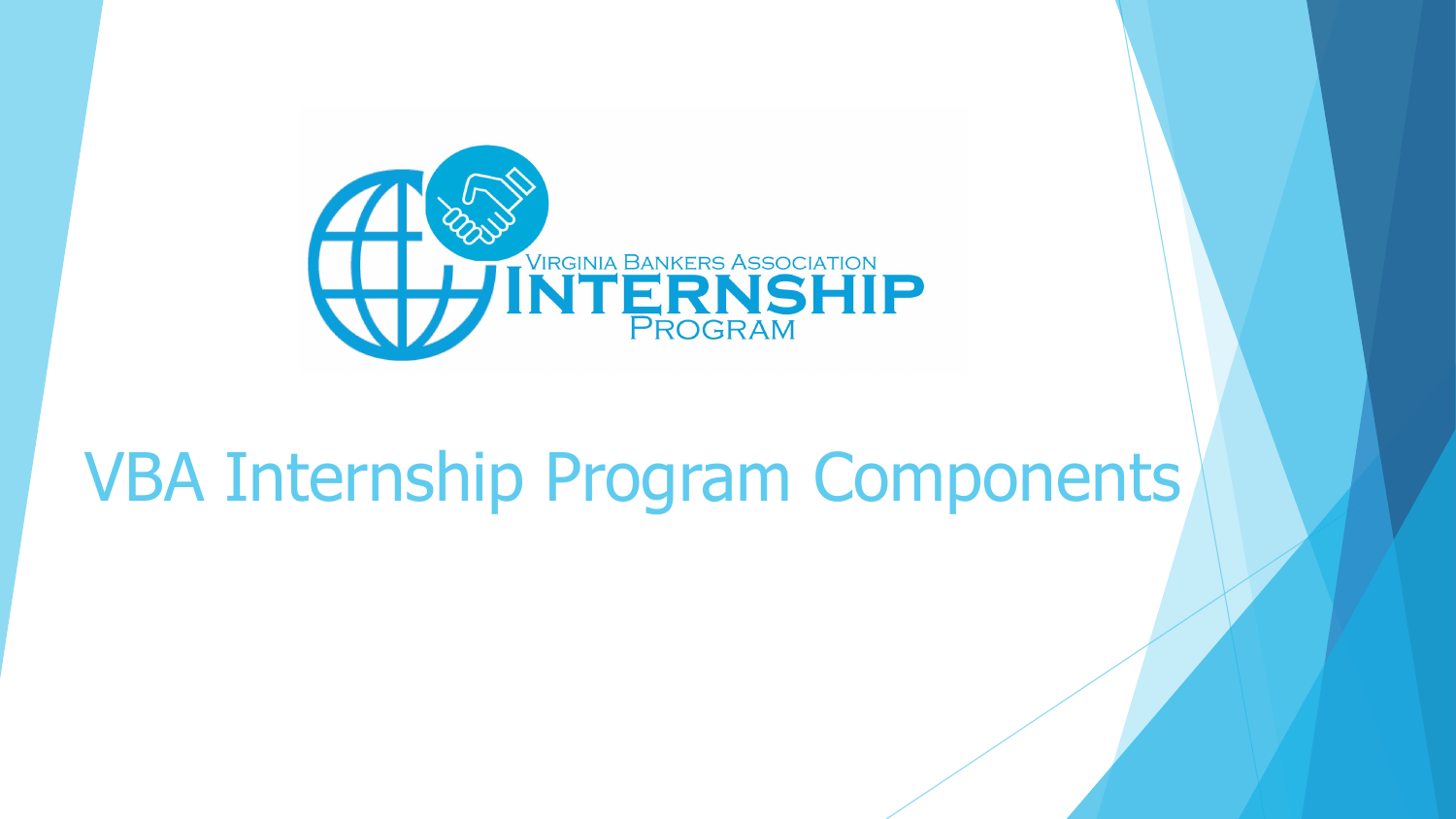Virginia Bankers Association
Internship
Program

# VBA Internship Program Components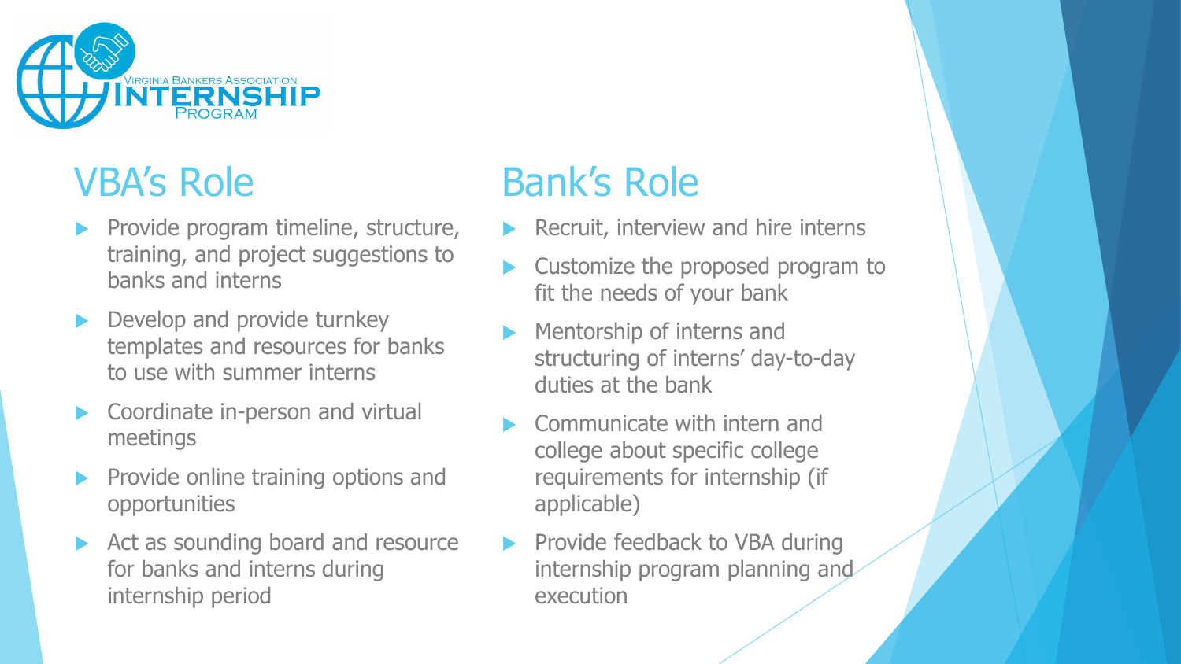Virginia Bankers Association

INTERNSHIP

Program

## VBA's Role

- Provide program timeline, structure, training, and project suggestions to banks and interns
- Develop and provide turnkey templates and resources for banks to use with summer interns
- Coordinate in-person and virtual meetings
- Provide online training options and opportunities
- Act as sounding board and resource for banks and interns during internship period

## Bank's Role

- Recruit, interview and hire interns
- Customize the proposed program to fit the needs of your bank
- Mentorship of interns and structuring of interns' day-to-day duties at the bank
- Communicate with intern and college about specific college requirements for internship (if applicable)
- Provide feedback to VBA during internship program planning and execution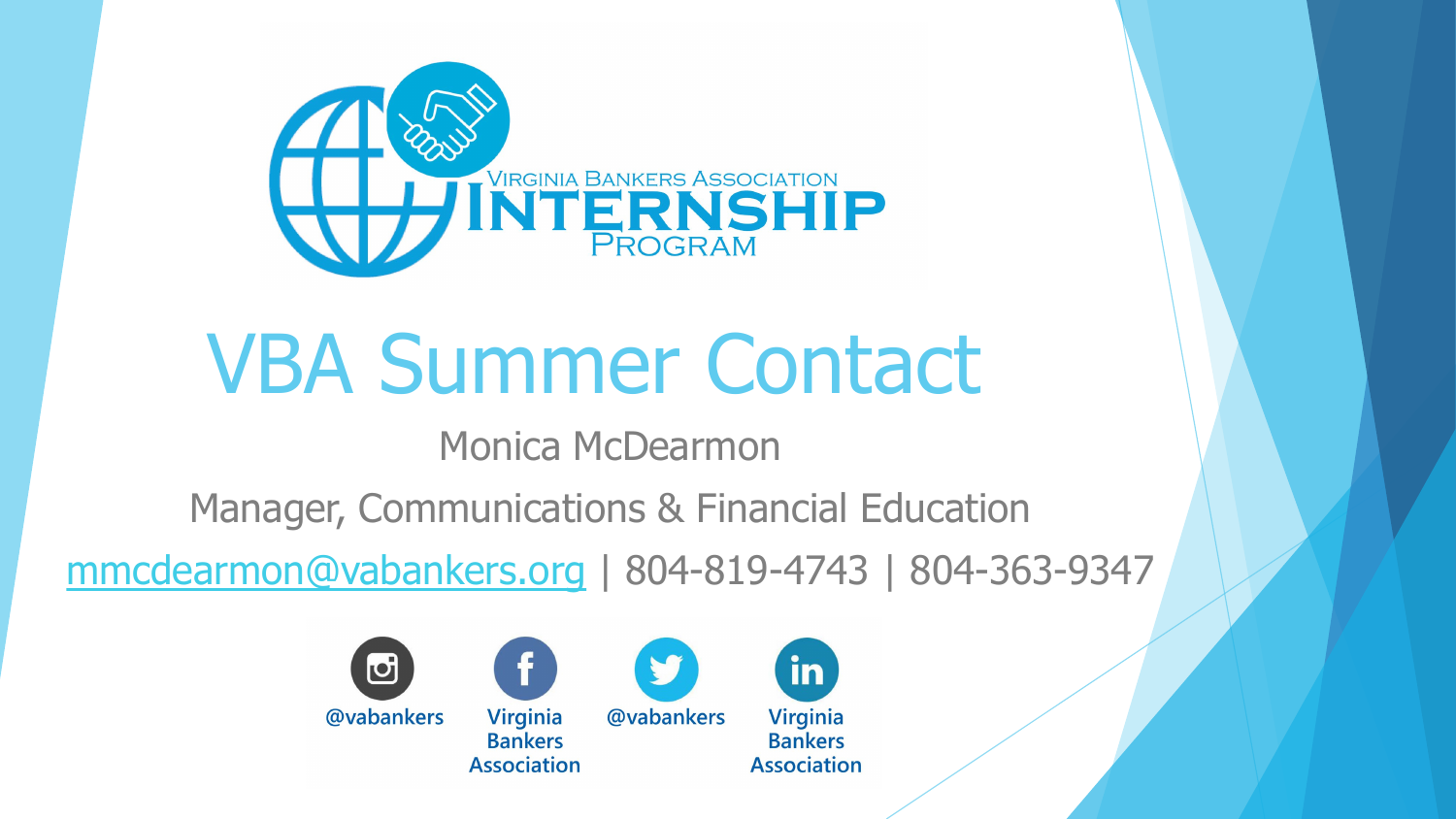Virginia Bankers Association INTERNSHIP Program

# VBA Summer Contact

Monica McDearmon

Manager, Communications & Financial Education

mmcdearmon@vabankers.org | 804-819-4743 | 804-363-9347

@vabankers

Virginia Bankers Association

@vabankers

Virginia Bankers Association